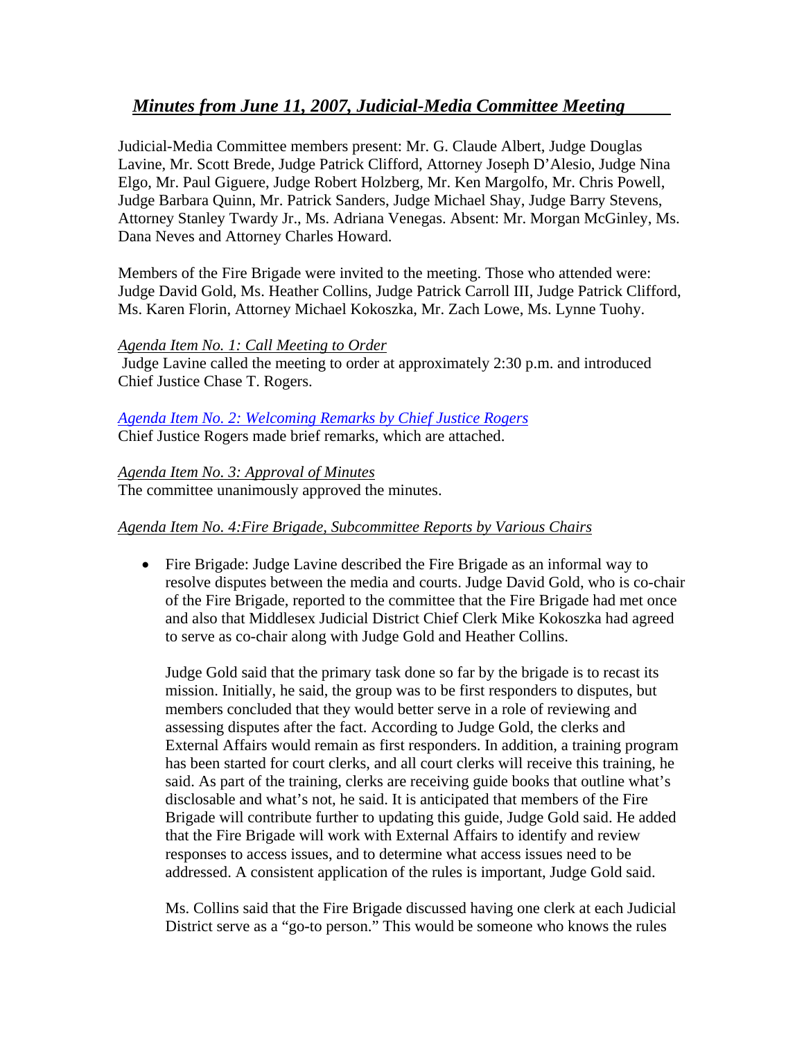# *Minutes from June 11, 2007, Judicial-Media Committee Meeting*

Judicial-Media Committee members present: Mr. G. Claude Albert, Judge Douglas Lavine, Mr. Scott Brede, Judge Patrick Clifford, Attorney Joseph D'Alesio, Judge Nina Elgo, Mr. Paul Giguere, Judge Robert Holzberg, Mr. Ken Margolfo, Mr. Chris Powell, Judge Barbara Quinn, Mr. Patrick Sanders, Judge Michael Shay, Judge Barry Stevens, Attorney Stanley Twardy Jr., Ms. Adriana Venegas. Absent: Mr. Morgan McGinley, Ms. Dana Neves and Attorney Charles Howard.

Members of the Fire Brigade were invited to the meeting. Those who attended were: Judge David Gold, Ms. Heather Collins, Judge Patrick Carroll III, Judge Patrick Clifford, Ms. Karen Florin, Attorney Michael Kokoszka, Mr. Zach Lowe, Ms. Lynne Tuohy.

*Agenda Item No. 1: Call Meeting to Order*

Judge Lavine called the meeting to order at approximately 2:30 p.m. and introduced Chief Justice Chase T. Rogers.

*Agenda Item No. 2: Welcoming Remarks by Chief Justice Rogers*

Chief Justice Rogers made brief remarks, which are attached.

*Agenda Item No. 3: Approval of Minutes*

The committee unanimously approved the minutes.

*Agenda Item No. 4:Fire Brigade, Subcommittee Reports by Various Chairs*

- Fire Brigade: Judge Lavine described the Fire Brigade as an informal way to resolve disputes between the media and courts. Judge David Gold, who is co-chair of the Fire Brigade, reported to the committee that the Fire Brigade had met once and also that Middlesex Judicial District Chief Clerk Mike Kokoszka had agreed to serve as co-chair along with Judge Gold and Heather Collins.

  Judge Gold said that the primary task done so far by the brigade is to recast its mission. Initially, he said, the group was to be first responders to disputes, but members concluded that they would better serve in a role of reviewing and assessing disputes after the fact. According to Judge Gold, the clerks and External Affairs would remain as first responders. In addition, a training program has been started for court clerks, and all court clerks will receive this training, he said. As part of the training, clerks are receiving guide books that outline what's disclosable and what's not, he said. It is anticipated that members of the Fire Brigade will contribute further to updating this guide, Judge Gold said. He added that the Fire Brigade will work with External Affairs to identify and review responses to access issues, and to determine what access issues need to be addressed. A consistent application of the rules is important, Judge Gold said.

  Ms. Collins said that the Fire Brigade discussed having one clerk at each Judicial District serve as a "go-to person." This would be someone who knows the rules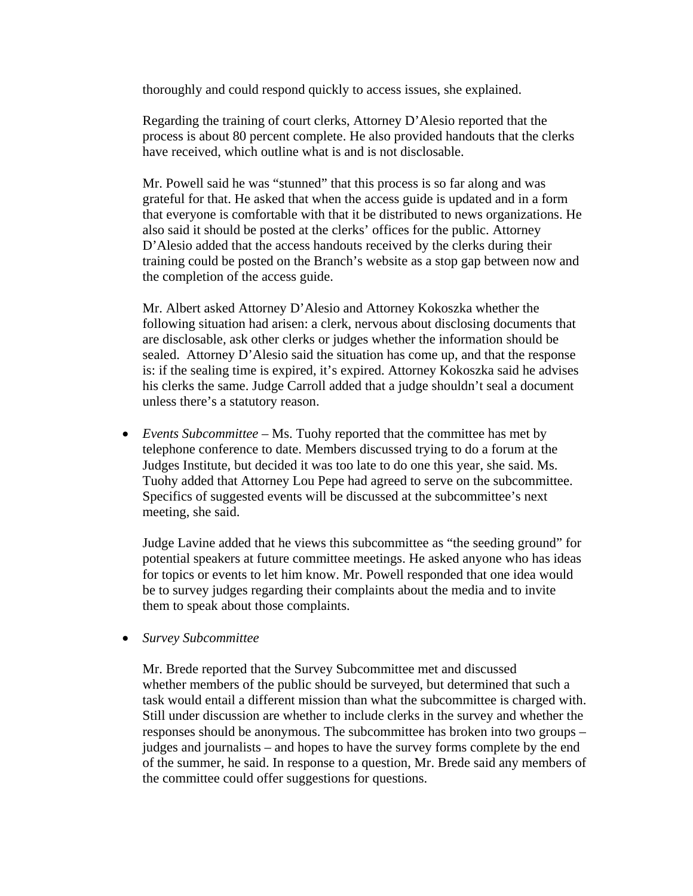thoroughly and could respond quickly to access issues, she explained.

Regarding the training of court clerks, Attorney D'Alesio reported that the process is about 80 percent complete. He also provided handouts that the clerks have received, which outline what is and is not disclosable.

Mr. Powell said he was "stunned" that this process is so far along and was grateful for that. He asked that when the access guide is updated and in a form that everyone is comfortable with that it be distributed to news organizations. He also said it should be posted at the clerks' offices for the public. Attorney D'Alesio added that the access handouts received by the clerks during their training could be posted on the Branch's website as a stop gap between now and the completion of the access guide.

Mr. Albert asked Attorney D'Alesio and Attorney Kokoszka whether the following situation had arisen: a clerk, nervous about disclosing documents that are disclosable, ask other clerks or judges whether the information should be sealed. Attorney D'Alesio said the situation has come up, and that the response is: if the sealing time is expired, it's expired. Attorney Kokoszka said he advises his clerks the same. Judge Carroll added that a judge shouldn't seal a document unless there's a statutory reason.

- *Events Subcommittee* – Ms. Tuohy reported that the committee has met by telephone conference to date. Members discussed trying to do a forum at the Judges Institute, but decided it was too late to do one this year, she said. Ms. Tuohy added that Attorney Lou Pepe had agreed to serve on the subcommittee. Specifics of suggested events will be discussed at the subcommittee's next meeting, she said.

  Judge Lavine added that he views this subcommittee as "the seeding ground" for potential speakers at future committee meetings. He asked anyone who has ideas for topics or events to let him know. Mr. Powell responded that one idea would be to survey judges regarding their complaints about the media and to invite them to speak about those complaints.

- *Survey Subcommittee*

  Mr. Brede reported that the Survey Subcommittee met and discussed whether members of the public should be surveyed, but determined that such a task would entail a different mission than what the subcommittee is charged with. Still under discussion are whether to include clerks in the survey and whether the responses should be anonymous. The subcommittee has broken into two groups – judges and journalists – and hopes to have the survey forms complete by the end of the summer, he said. In response to a question, Mr. Brede said any members of the committee could offer suggestions for questions.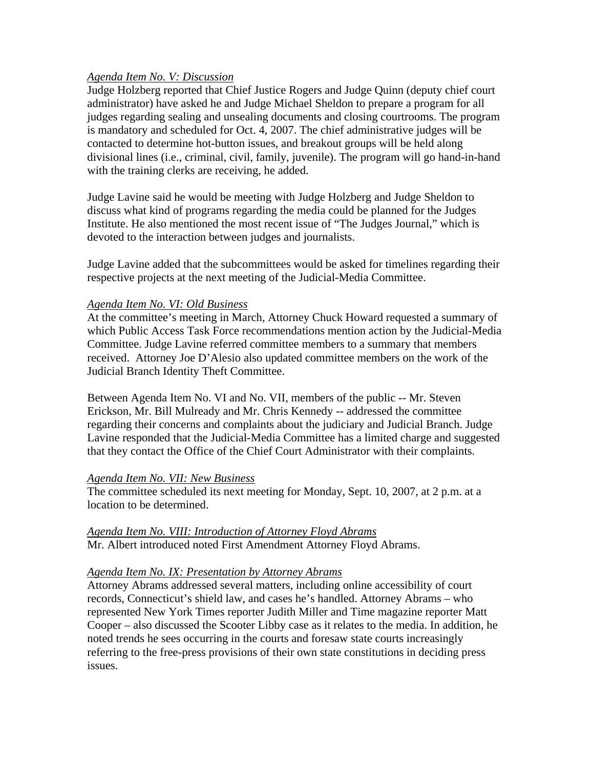*Agenda Item No. V: Discussion*

Judge Holzberg reported that Chief Justice Rogers and Judge Quinn (deputy chief court administrator) have asked he and Judge Michael Sheldon to prepare a program for all judges regarding sealing and unsealing documents and closing courtrooms. The program is mandatory and scheduled for Oct. 4, 2007. The chief administrative judges will be contacted to determine hot-button issues, and breakout groups will be held along divisional lines (i.e., criminal, civil, family, juvenile). The program will go hand-in-hand with the training clerks are receiving, he added.

Judge Lavine said he would be meeting with Judge Holzberg and Judge Sheldon to discuss what kind of programs regarding the media could be planned for the Judges Institute. He also mentioned the most recent issue of "The Judges Journal," which is devoted to the interaction between judges and journalists.

Judge Lavine added that the subcommittees would be asked for timelines regarding their respective projects at the next meeting of the Judicial-Media Committee.

*Agenda Item No. VI: Old Business*

At the committee's meeting in March, Attorney Chuck Howard requested a summary of which Public Access Task Force recommendations mention action by the Judicial-Media Committee. Judge Lavine referred committee members to a summary that members received. Attorney Joe D'Alesio also updated committee members on the work of the Judicial Branch Identity Theft Committee.

Between Agenda Item No. VI and No. VII, members of the public -- Mr. Steven Erickson, Mr. Bill Mulready and Mr. Chris Kennedy -- addressed the committee regarding their concerns and complaints about the judiciary and Judicial Branch. Judge Lavine responded that the Judicial-Media Committee has a limited charge and suggested that they contact the Office of the Chief Court Administrator with their complaints.

*Agenda Item No. VII: New Business*

The committee scheduled its next meeting for Monday, Sept. 10, 2007, at 2 p.m. at a location to be determined.

*Agenda Item No. VIII: Introduction of Attorney Floyd Abrams*

Mr. Albert introduced noted First Amendment Attorney Floyd Abrams.

*Agenda Item No. IX: Presentation by Attorney Abrams*

Attorney Abrams addressed several matters, including online accessibility of court records, Connecticut's shield law, and cases he's handled. Attorney Abrams – who represented New York Times reporter Judith Miller and Time magazine reporter Matt Cooper – also discussed the Scooter Libby case as it relates to the media. In addition, he noted trends he sees occurring in the courts and foresaw state courts increasingly referring to the free-press provisions of their own state constitutions in deciding press issues.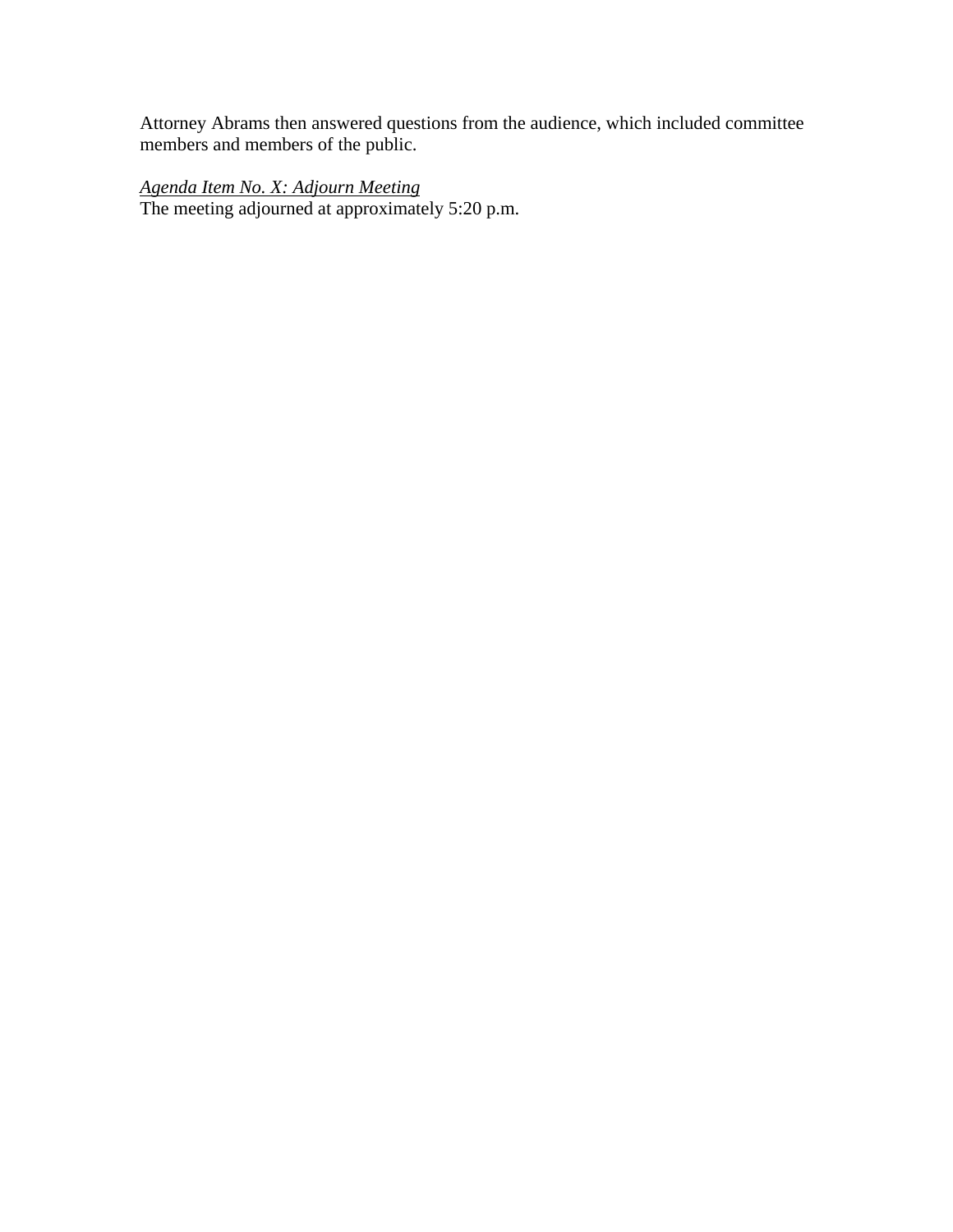Attorney Abrams then answered questions from the audience, which included committee members and members of the public.

*Agenda Item No. X: Adjourn Meeting*
The meeting adjourned at approximately 5:20 p.m.